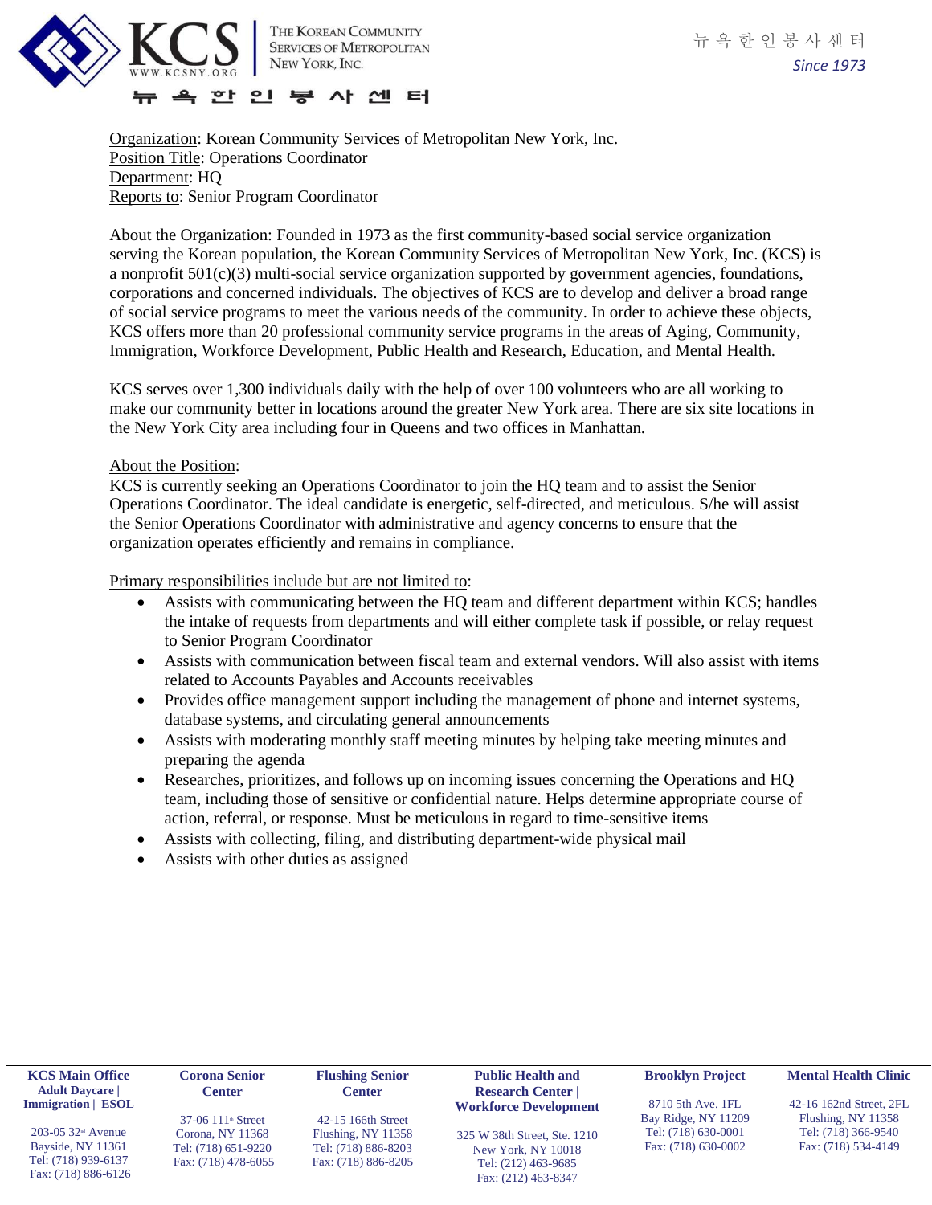KCS | THE KOREAN COMMUNITY SERVICES OF METROPOLITAN NEW YORK, INC.

WWW.KCSNY.ORG

뉴 욕 한 인 봉 사 센 터

뉴욕한인봉사센터
*Since 1973*

Organization: Korean Community Services of Metropolitan New York, Inc.
Position Title: Operations Coordinator
Department: HQ
Reports to: Senior Program Coordinator

About the Organization: Founded in 1973 as the first community-based social service organization serving the Korean population, the Korean Community Services of Metropolitan New York, Inc. (KCS) is a nonprofit 501(c)(3) multi-social service organization supported by government agencies, foundations, corporations and concerned individuals. The objectives of KCS are to develop and deliver a broad range of social service programs to meet the various needs of the community. In order to achieve these objects, KCS offers more than 20 professional community service programs in the areas of Aging, Community, Immigration, Workforce Development, Public Health and Research, Education, and Mental Health.

KCS serves over 1,300 individuals daily with the help of over 100 volunteers who are all working to make our community better in locations around the greater New York area. There are six site locations in the New York City area including four in Queens and two offices in Manhattan.

About the Position:
KCS is currently seeking an Operations Coordinator to join the HQ team and to assist the Senior Operations Coordinator. The ideal candidate is energetic, self-directed, and meticulous. S/he will assist the Senior Operations Coordinator with administrative and agency concerns to ensure that the organization operates efficiently and remains in compliance.

Primary responsibilities include but are not limited to:

- Assists with communicating between the HQ team and different department within KCS; handles the intake of requests from departments and will either complete task if possible, or relay request to Senior Program Coordinator
- Assists with communication between fiscal team and external vendors. Will also assist with items related to Accounts Payables and Accounts receivables
- Provides office management support including the management of phone and internet systems, database systems, and circulating general announcements
- Assists with moderating monthly staff meeting minutes by helping take meeting minutes and preparing the agenda
- Researches, prioritizes, and follows up on incoming issues concerning the Operations and HQ team, including those of sensitive or confidential nature. Helps determine appropriate course of action, referral, or response. Must be meticulous in regard to time-sensitive items
- Assists with collecting, filing, and distributing department-wide physical mail
- Assists with other duties as assigned

**KCS Main Office**
**Adult Daycare | Immigration | ESOL**
203-05 32nd Avenue
Bayside, NY 11361
Tel: (718) 939-6137
Fax: (718) 886-6126

**Corona Senior Center**
37-06 111th Street
Corona, NY 11368
Tel: (718) 651-9220
Fax: (718) 478-6055

**Flushing Senior Center**
42-15 166th Street
Flushing, NY 11358
Tel: (718) 886-8203
Fax: (718) 886-8205

**Public Health and Research Center | Workforce Development**
325 W 38th Street, Ste. 1210
New York, NY 10018
Tel: (212) 463-9685
Fax: (212) 463-8347

**Brooklyn Project**
8710 5th Ave. 1FL
Bay Ridge, NY 11209
Tel: (718) 630-0001
Fax: (718) 630-0002

**Mental Health Clinic**
42-16 162nd Street, 2FL
Flushing, NY 11358
Tel: (718) 366-9540
Fax: (718) 534-4149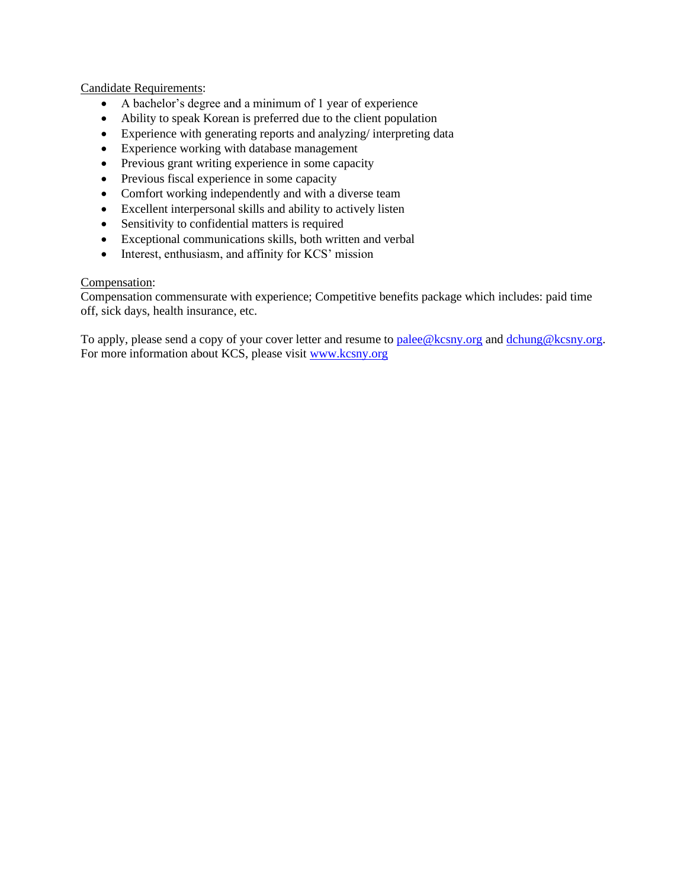<u>Candidate Requirements</u>:

- A bachelor's degree and a minimum of 1 year of experience
- Ability to speak Korean is preferred due to the client population
- Experience with generating reports and analyzing/ interpreting data
- Experience working with database management
- Previous grant writing experience in some capacity
- Previous fiscal experience in some capacity
- Comfort working independently and with a diverse team
- Excellent interpersonal skills and ability to actively listen
- Sensitivity to confidential matters is required
- Exceptional communications skills, both written and verbal
- Interest, enthusiasm, and affinity for KCS' mission

<u>Compensation</u>:
Compensation commensurate with experience; Competitive benefits package which includes: paid time off, sick days, health insurance, etc.

To apply, please send a copy of your cover letter and resume to palee@kcsny.org and dchung@kcsny.org. For more information about KCS, please visit www.kcsny.org